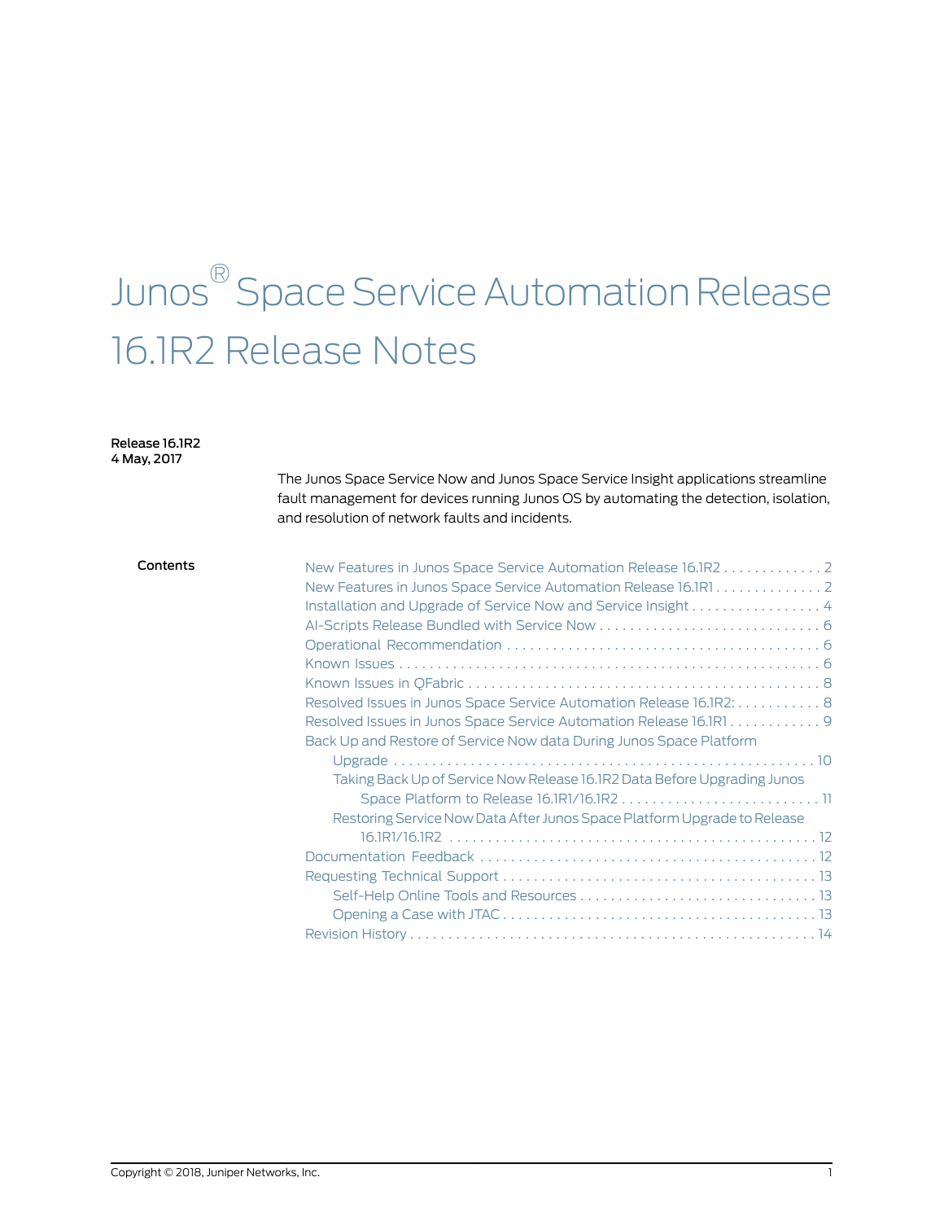# Junos® Space Service Automation Release 16.1R2 Release Notes

**Release 16.1R2**
**4 May, 2017**

The Junos Space Service Now and Junos Space Service Insight applications streamline fault management for devices running Junos OS by automating the detection, isolation, and resolution of network faults and incidents.

**Contents**

- New Features in Junos Space Service Automation Release 16.1R2 . . . . . . . . . . . . . 2
- New Features in Junos Space Service Automation Release 16.1R1 . . . . . . . . . . . . . 2
- Installation and Upgrade of Service Now and Service Insight . . . . . . . . . . . . . . . . . 4
- AI-Scripts Release Bundled with Service Now . . . . . . . . . . . . . . . . . . . . . . . . . . . . 6
- Operational Recommendation . . . . . . . . . . . . . . . . . . . . . . . . . . . . . . . . . . . . . . . . 6
- Known Issues . . . . . . . . . . . . . . . . . . . . . . . . . . . . . . . . . . . . . . . . . . . . . . . . . . . . 6
- Known Issues in QFabric . . . . . . . . . . . . . . . . . . . . . . . . . . . . . . . . . . . . . . . . . . . . 8
- Resolved Issues in Junos Space Service Automation Release 16.1R2: . . . . . . . . . . . 8
- Resolved Issues in Junos Space Service Automation Release 16.1R1 . . . . . . . . . . . . 9
- Back Up and Restore of Service Now data During Junos Space Platform Upgrade . . . . . . . . . . . . . . . . . . . . . . . . . . . . . . . . . . . . . . . . . . . . . . . . . . . . . 10
  - Taking Back Up of Service Now Release 16.1R2 Data Before Upgrading Junos Space Platform to Release 16.1R1/16.1R2 . . . . . . . . . . . . . . . . . . . . . . . . . . 11
  - Restoring Service Now Data After Junos Space Platform Upgrade to Release 16.1R1/16.1R2 . . . . . . . . . . . . . . . . . . . . . . . . . . . . . . . . . . . . . . . . . . . . . . . 12
- Documentation Feedback . . . . . . . . . . . . . . . . . . . . . . . . . . . . . . . . . . . . . . . . . . . 12
- Requesting Technical Support . . . . . . . . . . . . . . . . . . . . . . . . . . . . . . . . . . . . . . . . 13
  - Self-Help Online Tools and Resources . . . . . . . . . . . . . . . . . . . . . . . . . . . . . . . 13
  - Opening a Case with JTAC . . . . . . . . . . . . . . . . . . . . . . . . . . . . . . . . . . . . . . . . . 13
- Revision History . . . . . . . . . . . . . . . . . . . . . . . . . . . . . . . . . . . . . . . . . . . . . . . . . . . 14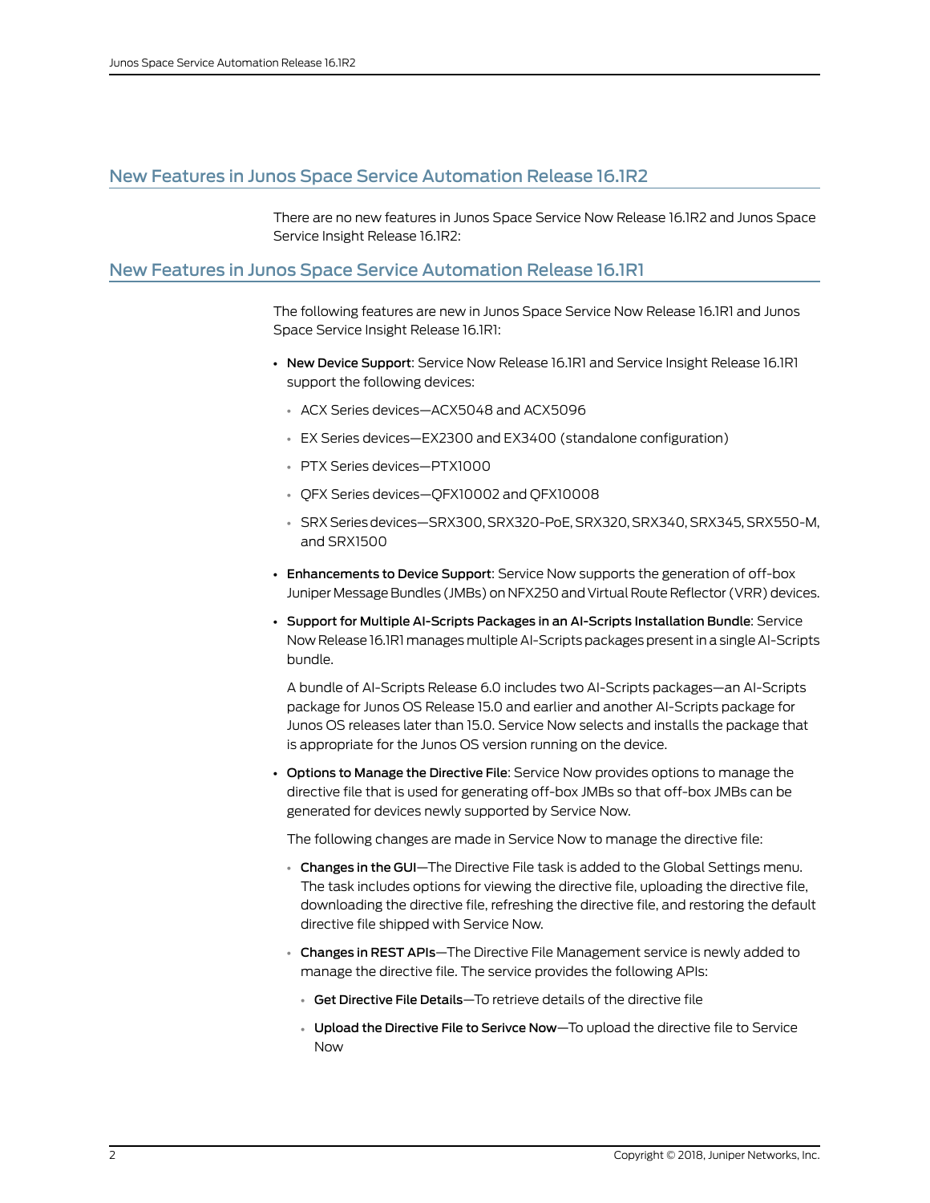## New Features in Junos Space Service Automation Release 16.1R2

There are no new features in Junos Space Service Now Release 16.1R2 and Junos Space Service Insight Release 16.1R2:

## New Features in Junos Space Service Automation Release 16.1R1

The following features are new in Junos Space Service Now Release 16.1R1 and Junos Space Service Insight Release 16.1R1:

- **New Device Support**: Service Now Release 16.1R1 and Service Insight Release 16.1R1 support the following devices:
  - ACX Series devices—ACX5048 and ACX5096
  - EX Series devices—EX2300 and EX3400 (standalone configuration)
  - PTX Series devices—PTX1000
  - QFX Series devices—QFX10002 and QFX10008
  - SRX Series devices—SRX300, SRX320-PoE, SRX320, SRX340, SRX345, SRX550-M, and SRX1500
- **Enhancements to Device Support**: Service Now supports the generation of off-box Juniper Message Bundles (JMBs) on NFX250 and Virtual Route Reflector (VRR) devices.
- **Support for Multiple AI-Scripts Packages in an AI-Scripts Installation Bundle**: Service Now Release 16.1R1 manages multiple AI-Scripts packages present in a single AI-Scripts bundle.

  A bundle of AI-Scripts Release 6.0 includes two AI-Scripts packages—an AI-Scripts package for Junos OS Release 15.0 and earlier and another AI-Scripts package for Junos OS releases later than 15.0. Service Now selects and installs the package that is appropriate for the Junos OS version running on the device.
- **Options to Manage the Directive File**: Service Now provides options to manage the directive file that is used for generating off-box JMBs so that off-box JMBs can be generated for devices newly supported by Service Now.

  The following changes are made in Service Now to manage the directive file:
  - **Changes in the GUI**—The Directive File task is added to the Global Settings menu. The task includes options for viewing the directive file, uploading the directive file, downloading the directive file, refreshing the directive file, and restoring the default directive file shipped with Service Now.
  - **Changes in REST APIs**—The Directive File Management service is newly added to manage the directive file. The service provides the following APIs:
    - **Get Directive File Details**—To retrieve details of the directive file
    - **Upload the Directive File to Serivce Now**—To upload the directive file to Service Now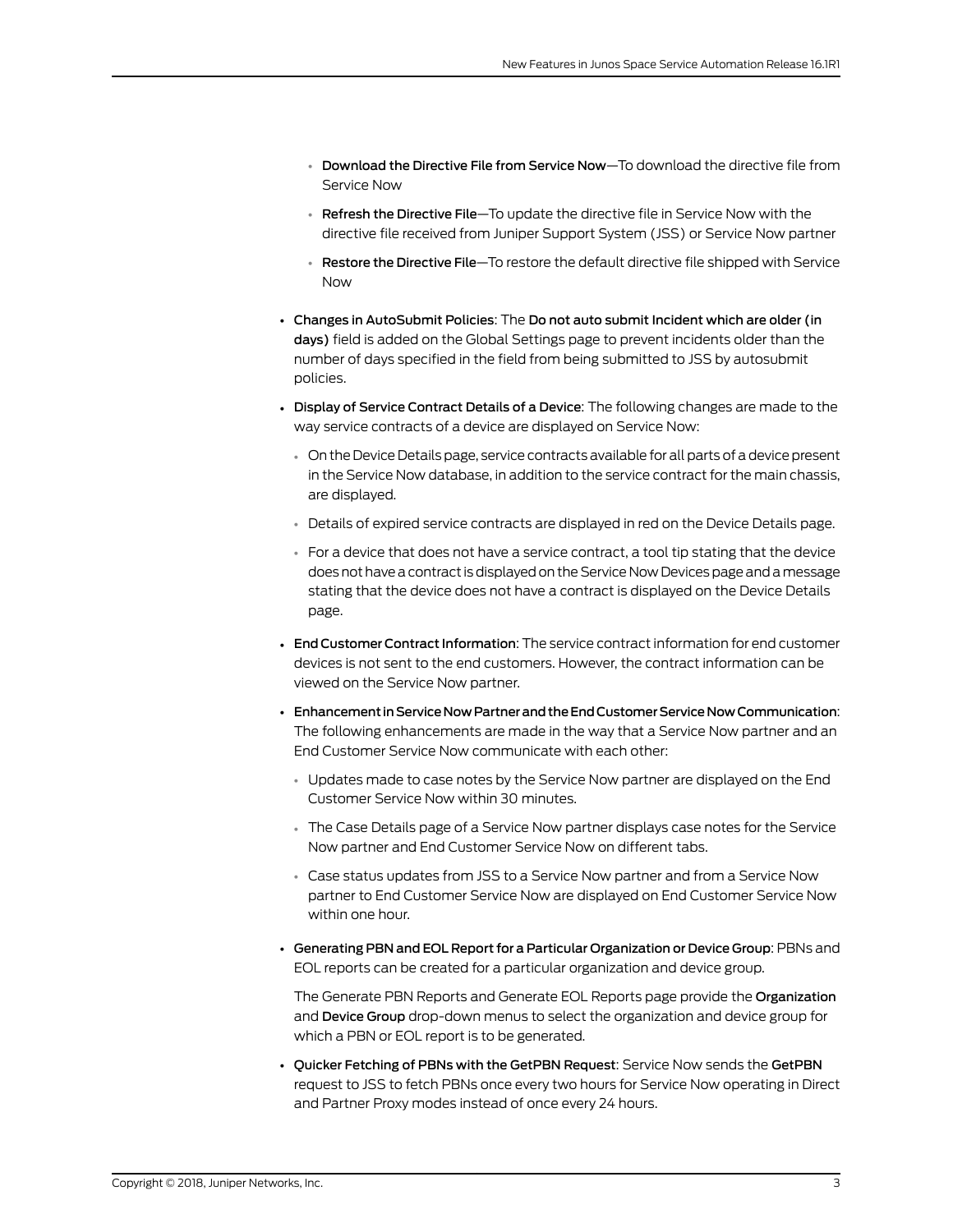- **Download the Directive File from Service Now**—To download the directive file from Service Now
- **Refresh the Directive File**—To update the directive file in Service Now with the directive file received from Juniper Support System (JSS) or Service Now partner
- **Restore the Directive File**—To restore the default directive file shipped with Service Now

- **Changes in AutoSubmit Policies**: The **Do not auto submit Incident which are older (in days)** field is added on the Global Settings page to prevent incidents older than the number of days specified in the field from being submitted to JSS by autosubmit policies.
- **Display of Service Contract Details of a Device**: The following changes are made to the way service contracts of a device are displayed on Service Now:
  - On the Device Details page, service contracts available for all parts of a device present in the Service Now database, in addition to the service contract for the main chassis, are displayed.
  - Details of expired service contracts are displayed in red on the Device Details page.
  - For a device that does not have a service contract, a tool tip stating that the device does not have a contract is displayed on the Service Now Devices page and a message stating that the device does not have a contract is displayed on the Device Details page.
- **End Customer Contract Information**: The service contract information for end customer devices is not sent to the end customers. However, the contract information can be viewed on the Service Now partner.
- **Enhancement in Service Now Partner and the End Customer Service Now Communication**: The following enhancements are made in the way that a Service Now partner and an End Customer Service Now communicate with each other:
  - Updates made to case notes by the Service Now partner are displayed on the End Customer Service Now within 30 minutes.
  - The Case Details page of a Service Now partner displays case notes for the Service Now partner and End Customer Service Now on different tabs.
  - Case status updates from JSS to a Service Now partner and from a Service Now partner to End Customer Service Now are displayed on End Customer Service Now within one hour.
- **Generating PBN and EOL Report for a Particular Organization or Device Group**: PBNs and EOL reports can be created for a particular organization and device group.

  The Generate PBN Reports and Generate EOL Reports page provide the **Organization** and **Device Group** drop-down menus to select the organization and device group for which a PBN or EOL report is to be generated.
- **Quicker Fetching of PBNs with the GetPBN Request**: Service Now sends the **GetPBN** request to JSS to fetch PBNs once every two hours for Service Now operating in Direct and Partner Proxy modes instead of once every 24 hours.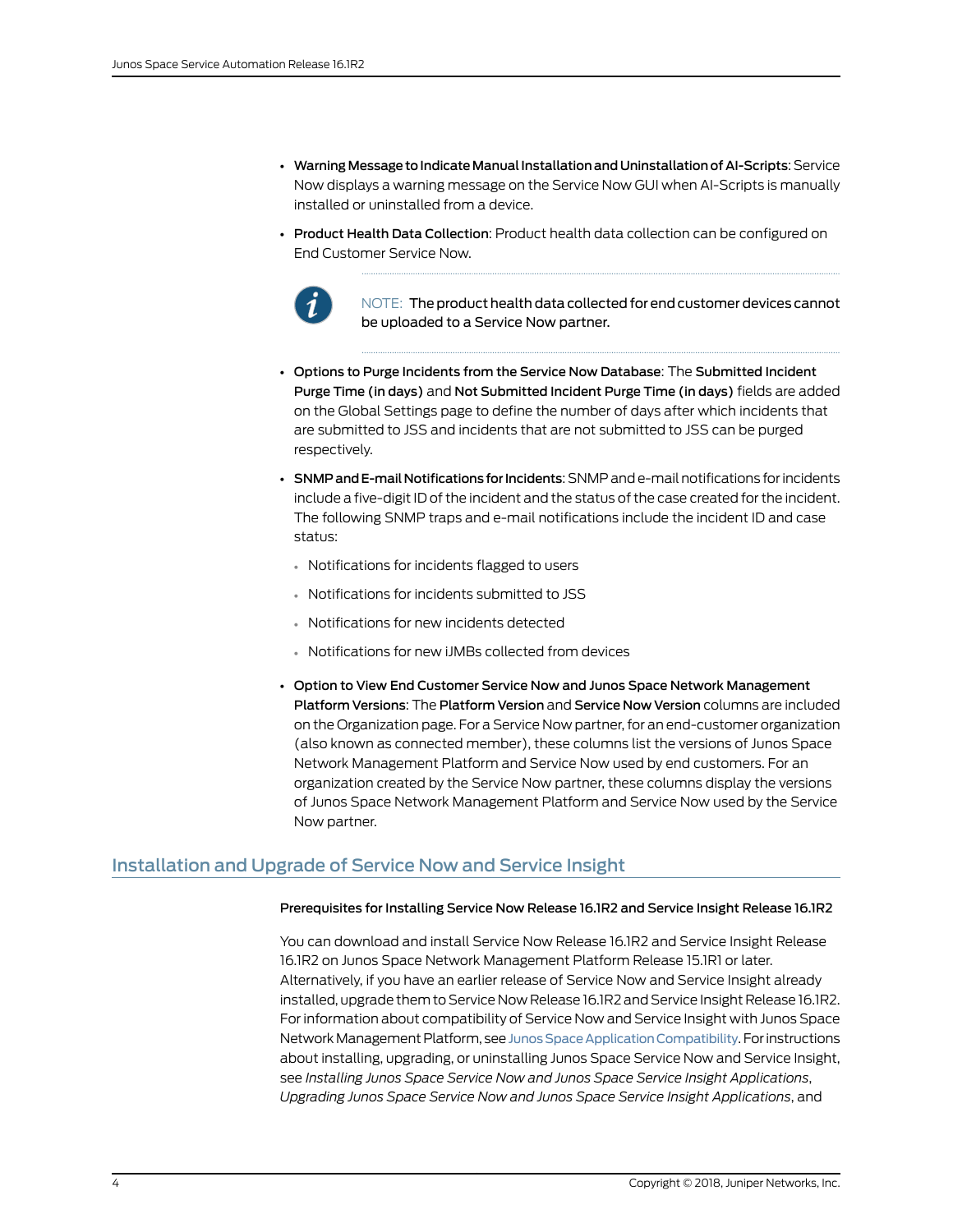- **Warning Message to Indicate Manual Installation and Uninstallation of AI-Scripts**: Service Now displays a warning message on the Service Now GUI when AI-Scripts is manually installed or uninstalled from a device.
- **Product Health Data Collection**: Product health data collection can be configured on End Customer Service Now.

  NOTE: The product health data collected for end customer devices cannot be uploaded to a Service Now partner.

- **Options to Purge Incidents from the Service Now Database**: The **Submitted Incident Purge Time (in days)** and **Not Submitted Incident Purge Time (in days)** fields are added on the Global Settings page to define the number of days after which incidents that are submitted to JSS and incidents that are not submitted to JSS can be purged respectively.
- **SNMP and E-mail Notifications for Incidents**: SNMP and e-mail notifications for incidents include a five-digit ID of the incident and the status of the case created for the incident. The following SNMP traps and e-mail notifications include the incident ID and case status:
  - Notifications for incidents flagged to users
  - Notifications for incidents submitted to JSS
  - Notifications for new incidents detected
  - Notifications for new iJMBs collected from devices
- **Option to View End Customer Service Now and Junos Space Network Management Platform Versions**: The **Platform Version** and **Service Now Version** columns are included on the Organization page. For a Service Now partner, for an end-customer organization (also known as connected member), these columns list the versions of Junos Space Network Management Platform and Service Now used by end customers. For an organization created by the Service Now partner, these columns display the versions of Junos Space Network Management Platform and Service Now used by the Service Now partner.

## Installation and Upgrade of Service Now and Service Insight

### Prerequisites for Installing Service Now Release 16.1R2 and Service Insight Release 16.1R2

You can download and install Service Now Release 16.1R2 and Service Insight Release 16.1R2 on Junos Space Network Management Platform Release 15.1R1 or later. Alternatively, if you have an earlier release of Service Now and Service Insight already installed, upgrade them to Service Now Release 16.1R2 and Service Insight Release 16.1R2. For information about compatibility of Service Now and Service Insight with Junos Space Network Management Platform, see Junos Space Application Compatibility. For instructions about installing, upgrading, or uninstalling Junos Space Service Now and Service Insight, see *Installing Junos Space Service Now and Junos Space Service Insight Applications*, *Upgrading Junos Space Service Now and Junos Space Service Insight Applications*, and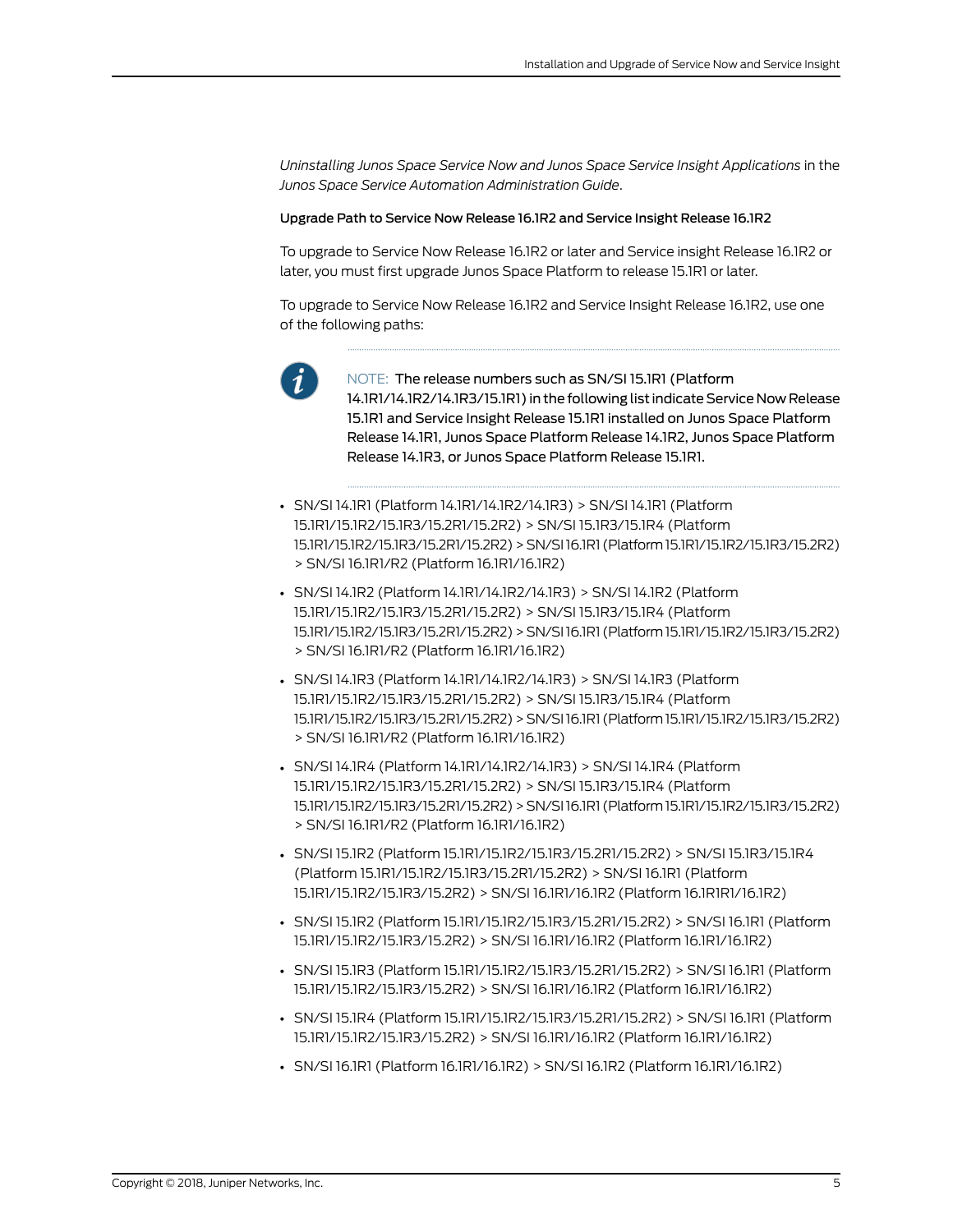*Uninstalling Junos Space Service Now and Junos Space Service Insight Applications* in the *Junos Space Service Automation Administration Guide*.

#### Upgrade Path to Service Now Release 16.1R2 and Service Insight Release 16.1R2

To upgrade to Service Now Release 16.1R2 or later and Service insight Release 16.1R2 or later, you must first upgrade Junos Space Platform to release 15.1R1 or later.

To upgrade to Service Now Release 16.1R2 and Service Insight Release 16.1R2, use one of the following paths:

> NOTE: The release numbers such as SN/SI 15.1R1 (Platform 14.1R1/14.1R2/14.1R3/15.1R1) in the following list indicate Service Now Release 15.1R1 and Service Insight Release 15.1R1 installed on Junos Space Platform Release 14.1R1, Junos Space Platform Release 14.1R2, Junos Space Platform Release 14.1R3, or Junos Space Platform Release 15.1R1.

- SN/SI 14.1R1 (Platform 14.1R1/14.1R2/14.1R3) > SN/SI 14.1R1 (Platform 15.1R1/15.1R2/15.1R3/15.2R1/15.2R2) > SN/SI 15.1R3/15.1R4 (Platform 15.1R1/15.1R2/15.1R3/15.2R1/15.2R2) > SN/SI 16.1R1 (Platform 15.1R1/15.1R2/15.1R3/15.2R2) > SN/SI 16.1R1/R2 (Platform 16.1R1/16.1R2)
- SN/SI 14.1R2 (Platform 14.1R1/14.1R2/14.1R3) > SN/SI 14.1R2 (Platform 15.1R1/15.1R2/15.1R3/15.2R1/15.2R2) > SN/SI 15.1R3/15.1R4 (Platform 15.1R1/15.1R2/15.1R3/15.2R1/15.2R2) > SN/SI 16.1R1 (Platform 15.1R1/15.1R2/15.1R3/15.2R2) > SN/SI 16.1R1/R2 (Platform 16.1R1/16.1R2)
- SN/SI 14.1R3 (Platform 14.1R1/14.1R2/14.1R3) > SN/SI 14.1R3 (Platform 15.1R1/15.1R2/15.1R3/15.2R1/15.2R2) > SN/SI 15.1R3/15.1R4 (Platform 15.1R1/15.1R2/15.1R3/15.2R1/15.2R2) > SN/SI 16.1R1 (Platform 15.1R1/15.1R2/15.1R3/15.2R2) > SN/SI 16.1R1/R2 (Platform 16.1R1/16.1R2)
- SN/SI 14.1R4 (Platform 14.1R1/14.1R2/14.1R3) > SN/SI 14.1R4 (Platform 15.1R1/15.1R2/15.1R3/15.2R1/15.2R2) > SN/SI 15.1R3/15.1R4 (Platform 15.1R1/15.1R2/15.1R3/15.2R1/15.2R2) > SN/SI 16.1R1 (Platform 15.1R1/15.1R2/15.1R3/15.2R2) > SN/SI 16.1R1/R2 (Platform 16.1R1/16.1R2)
- SN/SI 15.1R2 (Platform 15.1R1/15.1R2/15.1R3/15.2R1/15.2R2) > SN/SI 15.1R3/15.1R4 (Platform 15.1R1/15.1R2/15.1R3/15.2R1/15.2R2) > SN/SI 16.1R1 (Platform 15.1R1/15.1R2/15.1R3/15.2R2) > SN/SI 16.1R1/16.1R2 (Platform 16.1R1R1/16.1R2)
- SN/SI 15.1R2 (Platform 15.1R1/15.1R2/15.1R3/15.2R1/15.2R2) > SN/SI 16.1R1 (Platform 15.1R1/15.1R2/15.1R3/15.2R2) > SN/SI 16.1R1/16.1R2 (Platform 16.1R1/16.1R2)
- SN/SI 15.1R3 (Platform 15.1R1/15.1R2/15.1R3/15.2R1/15.2R2) > SN/SI 16.1R1 (Platform 15.1R1/15.1R2/15.1R3/15.2R2) > SN/SI 16.1R1/16.1R2 (Platform 16.1R1/16.1R2)
- SN/SI 15.1R4 (Platform 15.1R1/15.1R2/15.1R3/15.2R1/15.2R2) > SN/SI 16.1R1 (Platform 15.1R1/15.1R2/15.1R3/15.2R2) > SN/SI 16.1R1/16.1R2 (Platform 16.1R1/16.1R2)
- SN/SI 16.1R1 (Platform 16.1R1/16.1R2) > SN/SI 16.1R2 (Platform 16.1R1/16.1R2)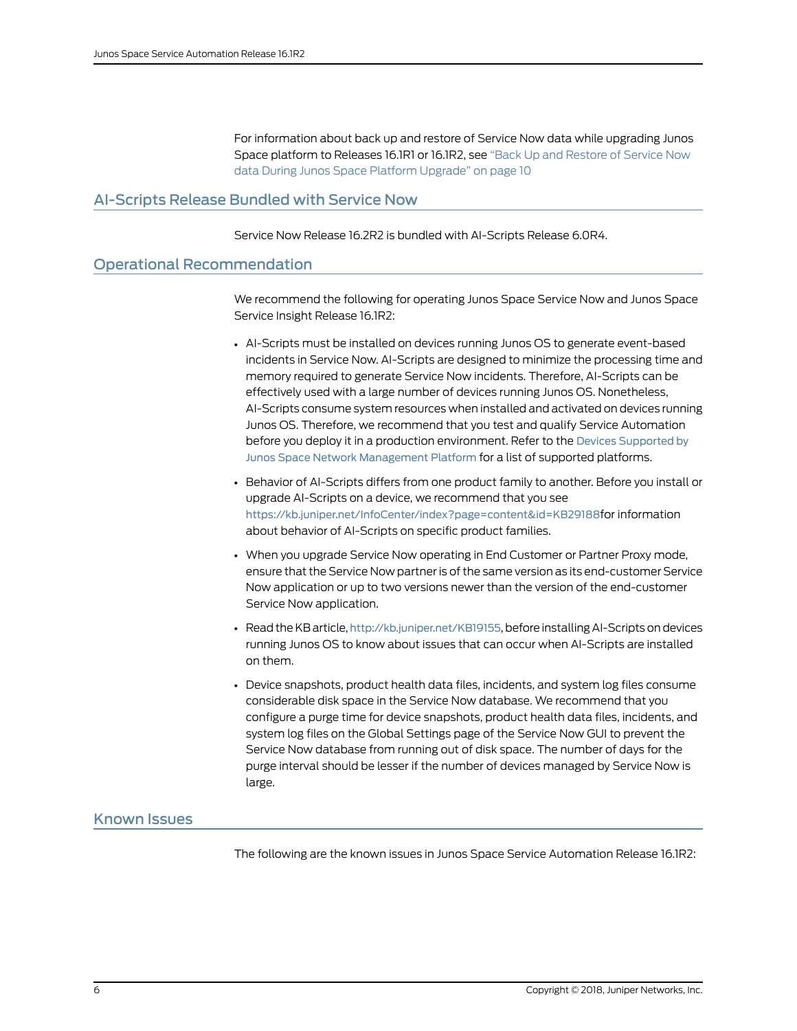For information about back up and restore of Service Now data while upgrading Junos Space platform to Releases 16.1R1 or 16.1R2, see "Back Up and Restore of Service Now data During Junos Space Platform Upgrade" on page 10

## AI-Scripts Release Bundled with Service Now

Service Now Release 16.2R2 is bundled with AI-Scripts Release 6.0R4.

## Operational Recommendation

We recommend the following for operating Junos Space Service Now and Junos Space Service Insight Release 16.1R2:

- AI-Scripts must be installed on devices running Junos OS to generate event-based incidents in Service Now. AI-Scripts are designed to minimize the processing time and memory required to generate Service Now incidents. Therefore, AI-Scripts can be effectively used with a large number of devices running Junos OS. Nonetheless, AI-Scripts consume system resources when installed and activated on devices running Junos OS. Therefore, we recommend that you test and qualify Service Automation before you deploy it in a production environment. Refer to the Devices Supported by Junos Space Network Management Platform for a list of supported platforms.
- Behavior of AI-Scripts differs from one product family to another. Before you install or upgrade AI-Scripts on a device, we recommend that you see https://kb.juniper.net/InfoCenter/index?page=content&id=KB29188for information about behavior of AI-Scripts on specific product families.
- When you upgrade Service Now operating in End Customer or Partner Proxy mode, ensure that the Service Now partner is of the same version as its end-customer Service Now application or up to two versions newer than the version of the end-customer Service Now application.
- Read the KB article, http://kb.juniper.net/KB19155, before installing AI-Scripts on devices running Junos OS to know about issues that can occur when AI-Scripts are installed on them.
- Device snapshots, product health data files, incidents, and system log files consume considerable disk space in the Service Now database. We recommend that you configure a purge time for device snapshots, product health data files, incidents, and system log files on the Global Settings page of the Service Now GUI to prevent the Service Now database from running out of disk space. The number of days for the purge interval should be lesser if the number of devices managed by Service Now is large.

## Known Issues

The following are the known issues in Junos Space Service Automation Release 16.1R2: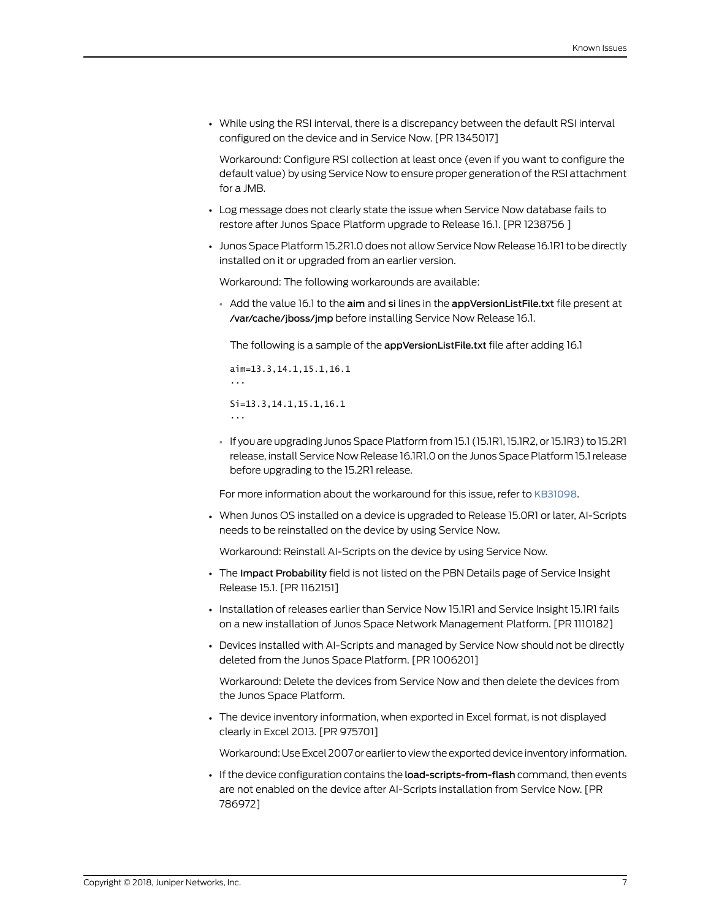- While using the RSI interval, there is a discrepancy between the default RSI interval configured on the device and in Service Now. [PR 1345017]

  Workaround: Configure RSI collection at least once (even if you want to configure the default value) by using Service Now to ensure proper generation of the RSI attachment for a JMB.

- Log message does not clearly state the issue when Service Now database fails to restore after Junos Space Platform upgrade to Release 16.1. [PR 1238756 ]

- Junos Space Platform 15.2R1.0 does not allow Service Now Release 16.1R1 to be directly installed on it or upgraded from an earlier version.

  Workaround: The following workarounds are available:

  - Add the value 16.1 to the **aim** and **si** lines in the **appVersionListFile.txt** file present at **/var/cache/jboss/jmp** before installing Service Now Release 16.1.

    The following is a sample of the **appVersionListFile.txt** file after adding 16.1

    ```
    aim=13.3,14.1,15.1,16.1
    ...
    Si=13.3,14.1,15.1,16.1
    ...
    ```

  - If you are upgrading Junos Space Platform from 15.1 (15.1R1, 15.1R2, or 15.1R3) to 15.2R1 release, install Service Now Release 16.1R1.0 on the Junos Space Platform 15.1 release before upgrading to the 15.2R1 release.

  For more information about the workaround for this issue, refer to KB31098.

- When Junos OS installed on a device is upgraded to Release 15.0R1 or later, AI-Scripts needs to be reinstalled on the device by using Service Now.

  Workaround: Reinstall AI-Scripts on the device by using Service Now.

- The **Impact Probability** field is not listed on the PBN Details page of Service Insight Release 15.1. [PR 1162151]

- Installation of releases earlier than Service Now 15.1R1 and Service Insight 15.1R1 fails on a new installation of Junos Space Network Management Platform. [PR 1110182]

- Devices installed with AI-Scripts and managed by Service Now should not be directly deleted from the Junos Space Platform. [PR 1006201]

  Workaround: Delete the devices from Service Now and then delete the devices from the Junos Space Platform.

- The device inventory information, when exported in Excel format, is not displayed clearly in Excel 2013. [PR 975701]

  Workaround: Use Excel 2007 or earlier to view the exported device inventory information.

- If the device configuration contains the **load-scripts-from-flash** command, then events are not enabled on the device after AI-Scripts installation from Service Now. [PR 786972]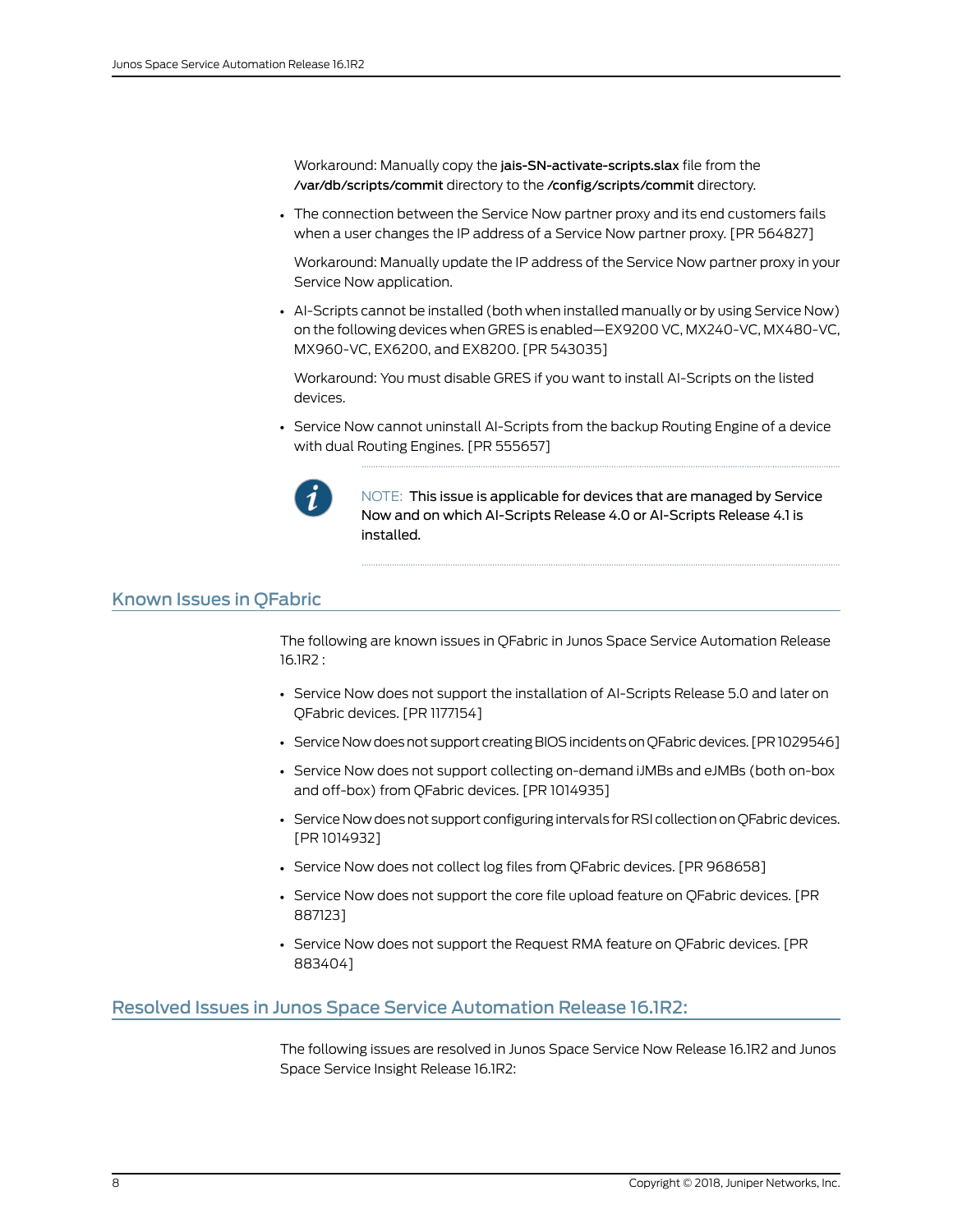Workaround: Manually copy the **jais-SN-activate-scripts.slax** file from the **/var/db/scripts/commit** directory to the **/config/scripts/commit** directory.

- The connection between the Service Now partner proxy and its end customers fails when a user changes the IP address of a Service Now partner proxy. [PR 564827]

  Workaround: Manually update the IP address of the Service Now partner proxy in your Service Now application.

- AI-Scripts cannot be installed (both when installed manually or by using Service Now) on the following devices when GRES is enabled—EX9200 VC, MX240-VC, MX480-VC, MX960-VC, EX6200, and EX8200. [PR 543035]

  Workaround: You must disable GRES if you want to install AI-Scripts on the listed devices.

- Service Now cannot uninstall AI-Scripts from the backup Routing Engine of a device with dual Routing Engines. [PR 555657]

  NOTE: This issue is applicable for devices that are managed by Service Now and on which AI-Scripts Release 4.0 or AI-Scripts Release 4.1 is installed.

## Known Issues in QFabric

The following are known issues in QFabric in Junos Space Service Automation Release 16.1R2 :

- Service Now does not support the installation of AI-Scripts Release 5.0 and later on QFabric devices. [PR 1177154]
- Service Now does not support creating BIOS incidents on QFabric devices. [PR 1029546]
- Service Now does not support collecting on-demand iJMBs and eJMBs (both on-box and off-box) from QFabric devices. [PR 1014935]
- Service Now does not support configuring intervals for RSI collection on QFabric devices. [PR 1014932]
- Service Now does not collect log files from QFabric devices. [PR 968658]
- Service Now does not support the core file upload feature on QFabric devices. [PR 887123]
- Service Now does not support the Request RMA feature on QFabric devices. [PR 883404]

## Resolved Issues in Junos Space Service Automation Release 16.1R2:

The following issues are resolved in Junos Space Service Now Release 16.1R2 and Junos Space Service Insight Release 16.1R2: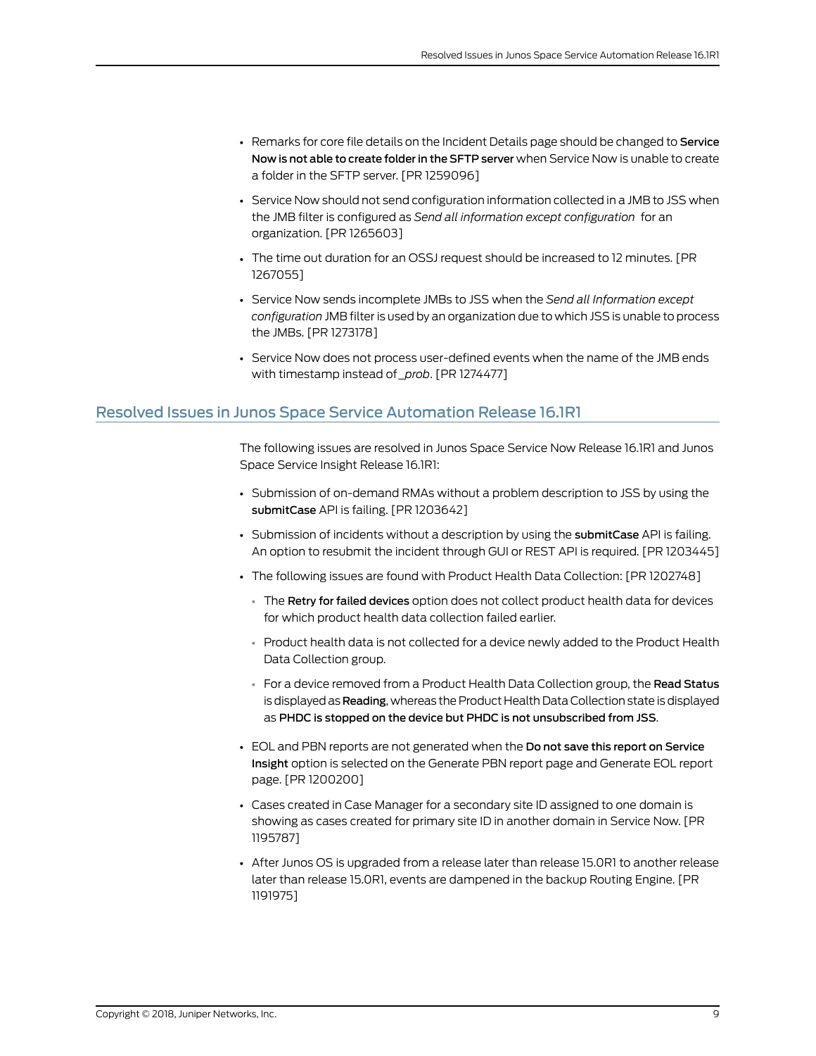- Remarks for core file details on the Incident Details page should be changed to **Service Now is not able to create folder in the SFTP server** when Service Now is unable to create a folder in the SFTP server. [PR 1259096]
- Service Now should not send configuration information collected in a JMB to JSS when the JMB filter is configured as *Send all information except configuration* for an organization. [PR 1265603]
- The time out duration for an OSSJ request should be increased to 12 minutes. [PR 1267055]
- Service Now sends incomplete JMBs to JSS when the *Send all Information except configuration* JMB filter is used by an organization due to which JSS is unable to process the JMBs. [PR 1273178]
- Service Now does not process user-defined events when the name of the JMB ends with timestamp instead of *_prob*. [PR 1274477]

## Resolved Issues in Junos Space Service Automation Release 16.1R1

The following issues are resolved in Junos Space Service Now Release 16.1R1 and Junos Space Service Insight Release 16.1R1:

- Submission of on-demand RMAs without a problem description to JSS by using the **submitCase** API is failing. [PR 1203642]
- Submission of incidents without a description by using the **submitCase** API is failing. An option to resubmit the incident through GUI or REST API is required. [PR 1203445]
- The following issues are found with Product Health Data Collection: [PR 1202748]
  - The **Retry for failed devices** option does not collect product health data for devices for which product health data collection failed earlier.
  - Product health data is not collected for a device newly added to the Product Health Data Collection group.
  - For a device removed from a Product Health Data Collection group, the **Read Status** is displayed as **Reading**, whereas the Product Health Data Collection state is displayed as **PHDC is stopped on the device but PHDC is not unsubscribed from JSS**.
- EOL and PBN reports are not generated when the **Do not save this report on Service Insight** option is selected on the Generate PBN report page and Generate EOL report page. [PR 1200200]
- Cases created in Case Manager for a secondary site ID assigned to one domain is showing as cases created for primary site ID in another domain in Service Now. [PR 1195787]
- After Junos OS is upgraded from a release later than release 15.0R1 to another release later than release 15.0R1, events are dampened in the backup Routing Engine. [PR 1191975]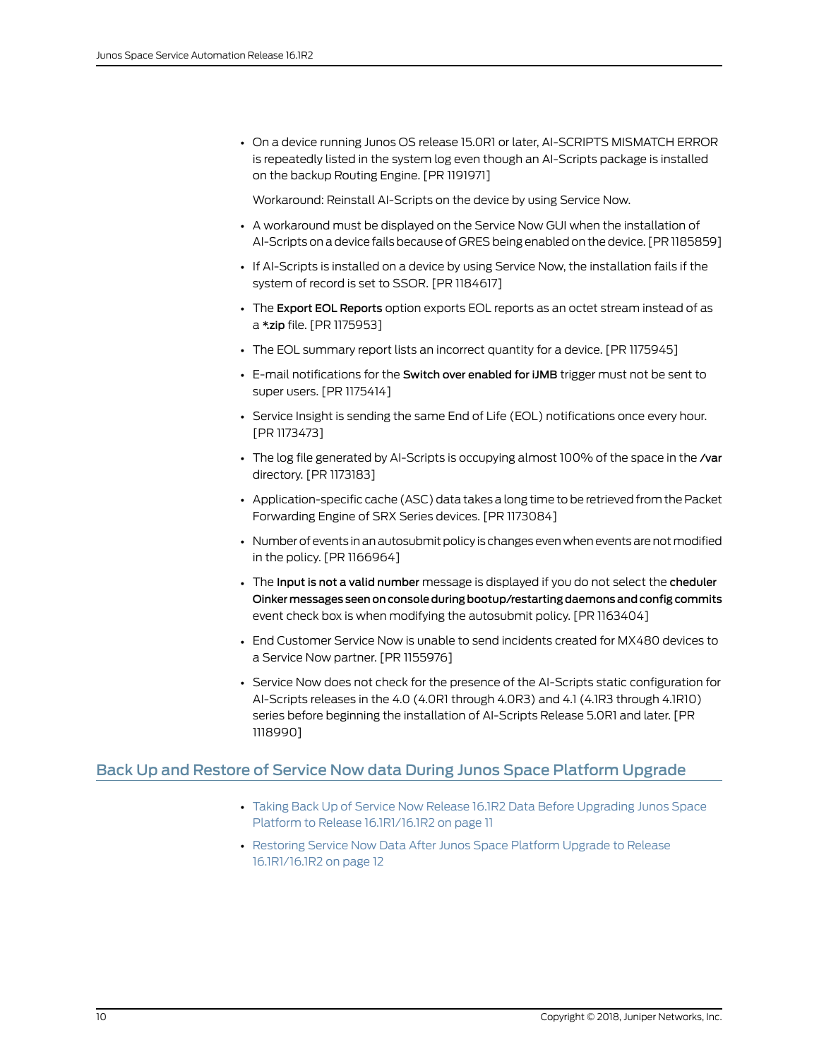- On a device running Junos OS release 15.0R1 or later, AI-SCRIPTS MISMATCH ERROR is repeatedly listed in the system log even though an AI-Scripts package is installed on the backup Routing Engine. [PR 1191971]

  Workaround: Reinstall AI-Scripts on the device by using Service Now.

- A workaround must be displayed on the Service Now GUI when the installation of AI-Scripts on a device fails because of GRES being enabled on the device. [PR 1185859]
- If AI-Scripts is installed on a device by using Service Now, the installation fails if the system of record is set to SSOR. [PR 1184617]
- The **Export EOL Reports** option exports EOL reports as an octet stream instead of as a ***.zip** file. [PR 1175953]
- The EOL summary report lists an incorrect quantity for a device. [PR 1175945]
- E-mail notifications for the **Switch over enabled for iJMB** trigger must not be sent to super users. [PR 1175414]
- Service Insight is sending the same End of Life (EOL) notifications once every hour. [PR 1173473]
- The log file generated by AI-Scripts is occupying almost 100% of the space in the **/var** directory. [PR 1173183]
- Application-specific cache (ASC) data takes a long time to be retrieved from the Packet Forwarding Engine of SRX Series devices. [PR 1173084]
- Number of events in an autosubmit policy is changes even when events are not modified in the policy. [PR 1166964]
- The **Input is not a valid number** message is displayed if you do not select the **cheduler Oinker messages seen on console during bootup/restarting daemons and config commits** event check box is when modifying the autosubmit policy. [PR 1163404]
- End Customer Service Now is unable to send incidents created for MX480 devices to a Service Now partner. [PR 1155976]
- Service Now does not check for the presence of the AI-Scripts static configuration for AI-Scripts releases in the 4.0 (4.0R1 through 4.0R3) and 4.1 (4.1R3 through 4.1R10) series before beginning the installation of AI-Scripts Release 5.0R1 and later. [PR 1118990]

## Back Up and Restore of Service Now data During Junos Space Platform Upgrade

- Taking Back Up of Service Now Release 16.1R2 Data Before Upgrading Junos Space Platform to Release 16.1R1/16.1R2 on page 11
- Restoring Service Now Data After Junos Space Platform Upgrade to Release 16.1R1/16.1R2 on page 12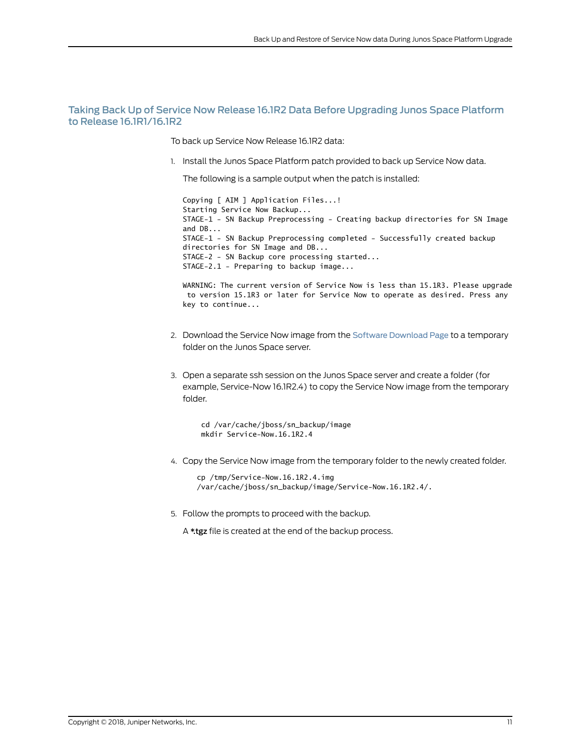## Taking Back Up of Service Now Release 16.1R2 Data Before Upgrading Junos Space Platform to Release 16.1R1/16.1R2

To back up Service Now Release 16.1R2 data:

1. Install the Junos Space Platform patch provided to back up Service Now data.

   The following is a sample output when the patch is installed:

   ```
   Copying [ AIM ] Application Files...!
   Starting Service Now Backup...
   STAGE-1 - SN Backup Preprocessing - Creating backup directories for SN Image
   and DB...
   STAGE-1 - SN Backup Preprocessing completed - Successfully created backup
   directories for SN Image and DB...
   STAGE-2 - SN Backup core processing started...
   STAGE-2.1 - Preparing to backup image...

   WARNING: The current version of Service Now is less than 15.1R3. Please upgrade
    to version 15.1R3 or later for Service Now to operate as desired. Press any
   key to continue...
   ```

2. Download the Service Now image from the Software Download Page to a temporary folder on the Junos Space server.

3. Open a separate ssh session on the Junos Space server and create a folder (for example, Service-Now 16.1R2.4) to copy the Service Now image from the temporary folder.

   ```
   cd /var/cache/jboss/sn_backup/image
   mkdir Service-Now.16.1R2.4
   ```

4. Copy the Service Now image from the temporary folder to the newly created folder.

   ```
   cp /tmp/Service-Now.16.1R2.4.img
   /var/cache/jboss/sn_backup/image/Service-Now.16.1R2.4/.
   ```

5. Follow the prompts to proceed with the backup.

   A **\*.tgz** file is created at the end of the backup process.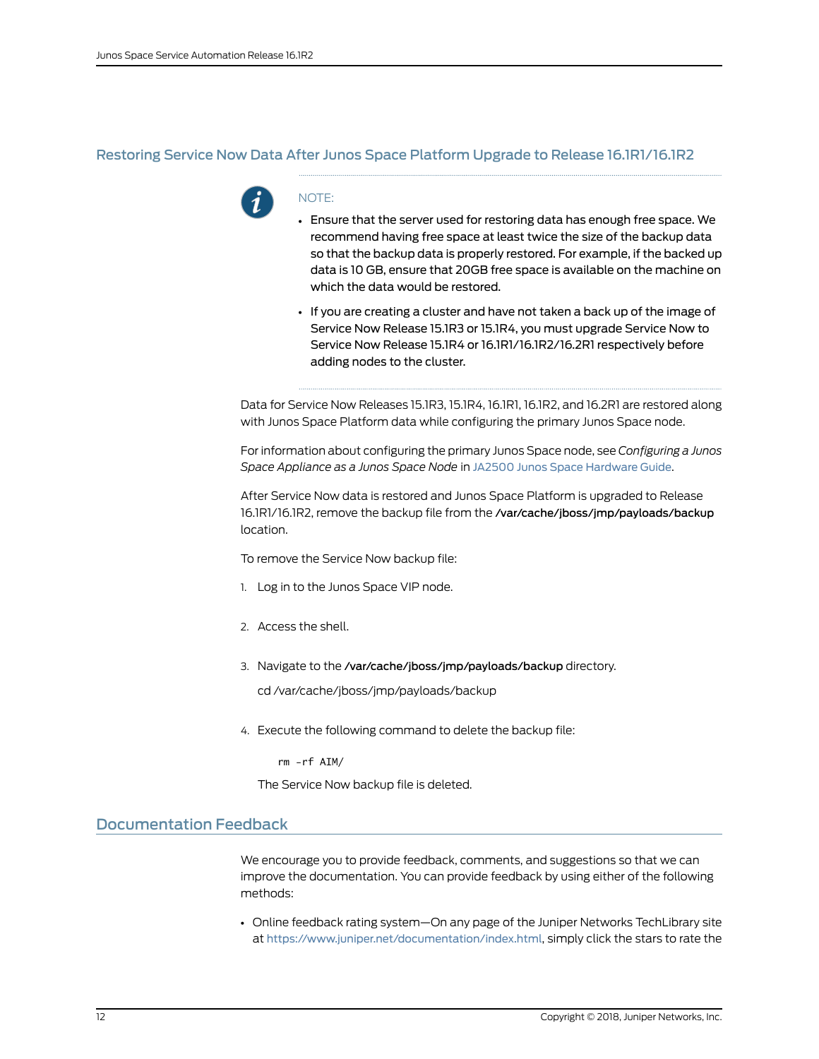## Restoring Service Now Data After Junos Space Platform Upgrade to Release 16.1R1/16.1R2

> NOTE:
>
> - Ensure that the server used for restoring data has enough free space. We recommend having free space at least twice the size of the backup data so that the backup data is properly restored. For example, if the backed up data is 10 GB, ensure that 20GB free space is available on the machine on which the data would be restored.
> - If you are creating a cluster and have not taken a back up of the image of Service Now Release 15.1R3 or 15.1R4, you must upgrade Service Now to Service Now Release 15.1R4 or 16.1R1/16.1R2/16.2R1 respectively before adding nodes to the cluster.

Data for Service Now Releases 15.1R3, 15.1R4, 16.1R1, 16.1R2, and 16.2R1 are restored along with Junos Space Platform data while configuring the primary Junos Space node.

For information about configuring the primary Junos Space node, see *Configuring a Junos Space Appliance as a Junos Space Node* in JA2500 Junos Space Hardware Guide.

After Service Now data is restored and Junos Space Platform is upgraded to Release 16.1R1/16.1R2, remove the backup file from the **/var/cache/jboss/jmp/payloads/backup** location.

To remove the Service Now backup file:

1. Log in to the Junos Space VIP node.
2. Access the shell.
3. Navigate to the **/var/cache/jboss/jmp/payloads/backup** directory.

   cd /var/cache/jboss/jmp/payloads/backup
4. Execute the following command to delete the backup file:

   ```
   rm -rf AIM/
   ```

   The Service Now backup file is deleted.

## Documentation Feedback

We encourage you to provide feedback, comments, and suggestions so that we can improve the documentation. You can provide feedback by using either of the following methods:

- Online feedback rating system—On any page of the Juniper Networks TechLibrary site at https://www.juniper.net/documentation/index.html, simply click the stars to rate the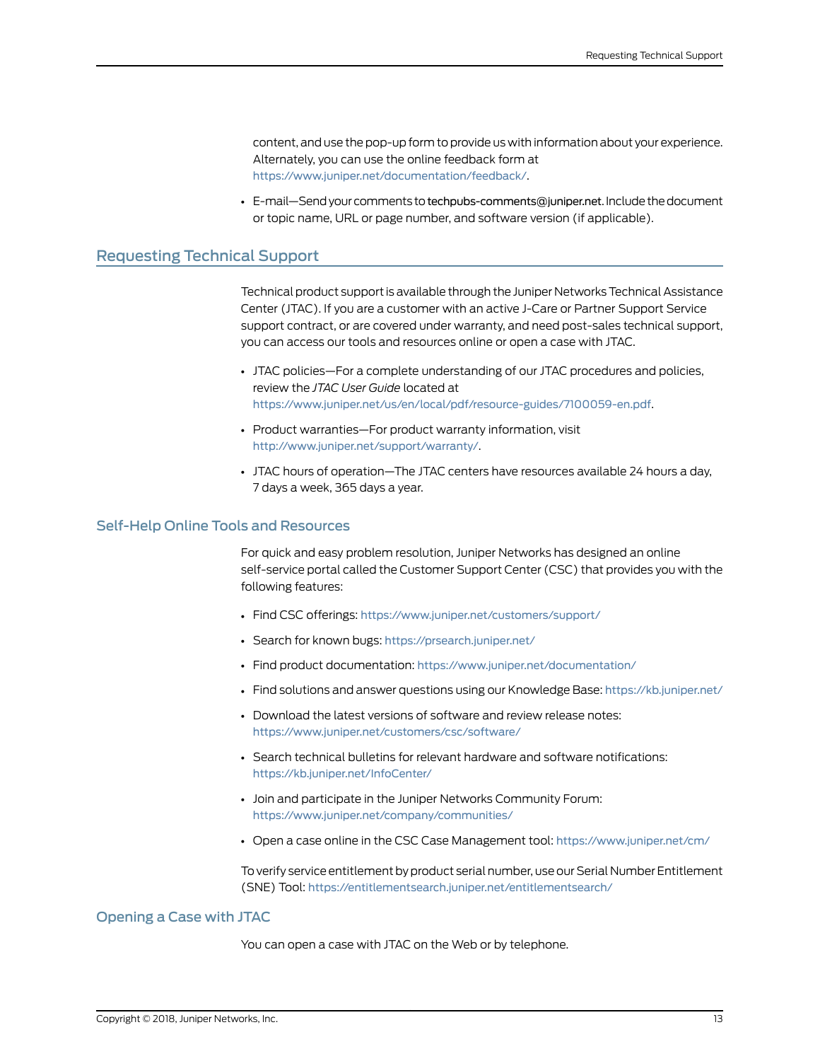content, and use the pop-up form to provide us with information about your experience. Alternately, you can use the online feedback form at https://www.juniper.net/documentation/feedback/.

- E-mail—Send your comments to techpubs-comments@juniper.net. Include the document or topic name, URL or page number, and software version (if applicable).

## Requesting Technical Support

Technical product support is available through the Juniper Networks Technical Assistance Center (JTAC). If you are a customer with an active J-Care or Partner Support Service support contract, or are covered under warranty, and need post-sales technical support, you can access our tools and resources online or open a case with JTAC.

- JTAC policies—For a complete understanding of our JTAC procedures and policies, review the *JTAC User Guide* located at https://www.juniper.net/us/en/local/pdf/resource-guides/7100059-en.pdf.
- Product warranties—For product warranty information, visit http://www.juniper.net/support/warranty/.
- JTAC hours of operation—The JTAC centers have resources available 24 hours a day, 7 days a week, 365 days a year.

### Self-Help Online Tools and Resources

For quick and easy problem resolution, Juniper Networks has designed an online self-service portal called the Customer Support Center (CSC) that provides you with the following features:

- Find CSC offerings: https://www.juniper.net/customers/support/
- Search for known bugs: https://prsearch.juniper.net/
- Find product documentation: https://www.juniper.net/documentation/
- Find solutions and answer questions using our Knowledge Base: https://kb.juniper.net/
- Download the latest versions of software and review release notes: https://www.juniper.net/customers/csc/software/
- Search technical bulletins for relevant hardware and software notifications: https://kb.juniper.net/InfoCenter/
- Join and participate in the Juniper Networks Community Forum: https://www.juniper.net/company/communities/
- Open a case online in the CSC Case Management tool: https://www.juniper.net/cm/

To verify service entitlement by product serial number, use our Serial Number Entitlement (SNE) Tool: https://entitlementsearch.juniper.net/entitlementsearch/

### Opening a Case with JTAC

You can open a case with JTAC on the Web or by telephone.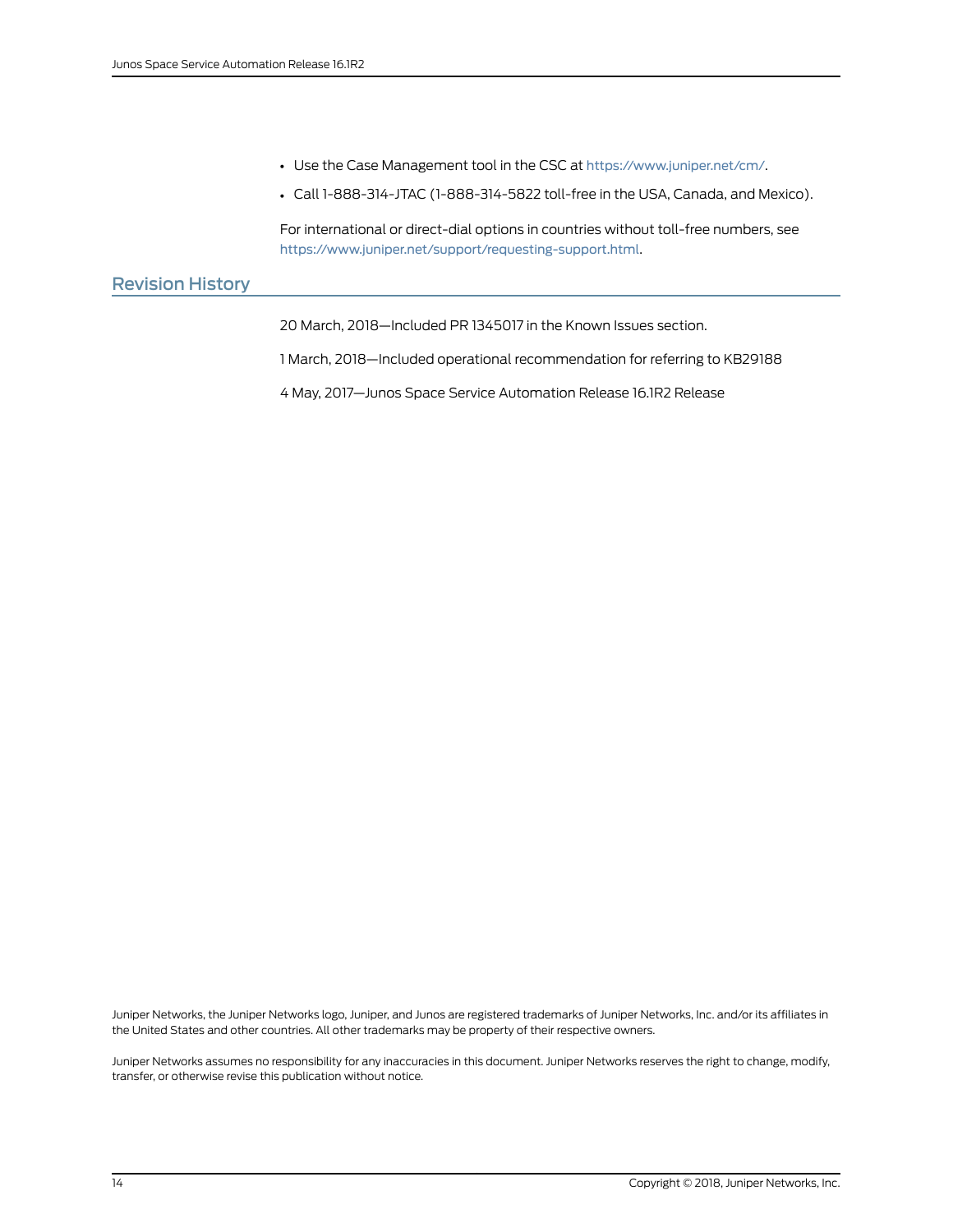- Use the Case Management tool in the CSC at https://www.juniper.net/cm/.
- Call 1-888-314-JTAC (1-888-314-5822 toll-free in the USA, Canada, and Mexico).

For international or direct-dial options in countries without toll-free numbers, see https://www.juniper.net/support/requesting-support.html.

## Revision History

20 March, 2018—Included PR 1345017 in the Known Issues section.

1 March, 2018—Included operational recommendation for referring to KB29188

4 May, 2017—Junos Space Service Automation Release 16.1R2 Release

Juniper Networks, the Juniper Networks logo, Juniper, and Junos are registered trademarks of Juniper Networks, Inc. and/or its affiliates in the United States and other countries. All other trademarks may be property of their respective owners.

Juniper Networks assumes no responsibility for any inaccuracies in this document. Juniper Networks reserves the right to change, modify, transfer, or otherwise revise this publication without notice.